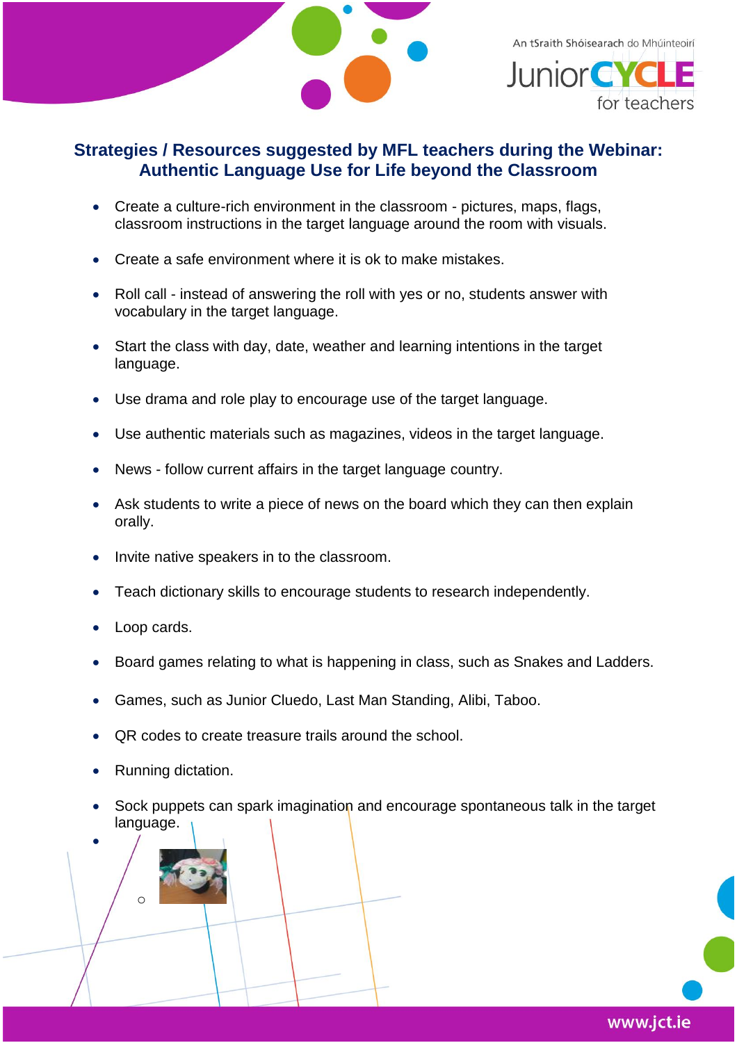## Strategies / Resources suggested by MFL teachers during the Webinar: Authentic Language Use for Life beyond the Classroom

- Create a culture-rich environment in the classroom - pictures, maps, flags, classroom instructions in the target language around the room with visuals.
- Create a safe environment where it is ok to make mistakes.
- Roll call - instead of answering the roll with yes or no, students answer with vocabulary in the target language.
- Start the class with day, date, weather and learning intentions in the target language.
- Use drama and role play to encourage use of the target language.
- Use authentic materials such as magazines, videos in the target language.
- News - follow current affairs in the target language country.
- Ask students to write a piece of news on the board which they can then explain orally.
- Invite native speakers in to the classroom.
- Teach dictionary skills to encourage students to research independently.
- Loop cards.
- Board games relating to what is happening in class, such as Snakes and Ladders.
- Games, such as Junior Cluedo, Last Man Standing, Alibi, Taboo.
- QR codes to create treasure trails around the school.
- Running dictation.
- Sock puppets can spark imagination and encourage spontaneous talk in the target language.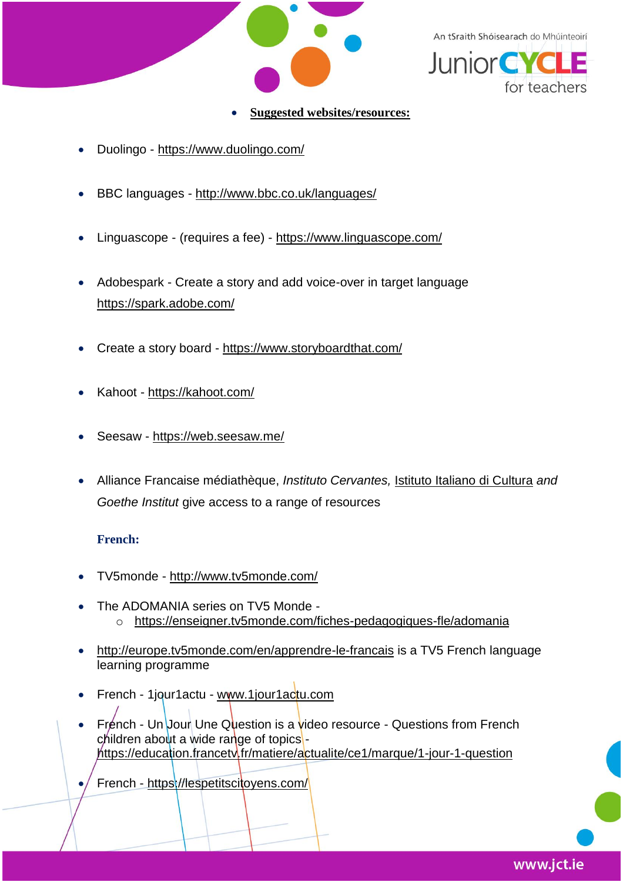- **Suggested websites/resources:**

- Duolingo - https://www.duolingo.com/
- BBC languages - http://www.bbc.co.uk/languages/
- Linguascope - (requires a fee) - https://www.linguascope.com/
- Adobespark - Create a story and add voice-over in target language https://spark.adobe.com/
- Create a story board - https://www.storyboardthat.com/
- Kahoot - https://kahoot.com/
- Seesaw - https://web.seesaw.me/
- Alliance Francaise médiathèque, *Instituto Cervantes,* Istituto Italiano di Cultura *and Goethe Institut* give access to a range of resources

**French:**

- TV5monde - http://www.tv5monde.com/
- The ADOMANIA series on TV5 Monde -
  - https://enseigner.tv5monde.com/fiches-pedagogiques-fle/adomania
- http://europe.tv5monde.com/en/apprendre-le-francais is a TV5 French language learning programme
- French - 1jour1actu - www.1jour1actu.com
- French - Un Jour Une Question is a video resource - Questions from French children about a wide range of topics - https://education.francetv.fr/matiere/actualite/ce1/marque/1-jour-1-question
- French - https://lespetitscitoyens.com/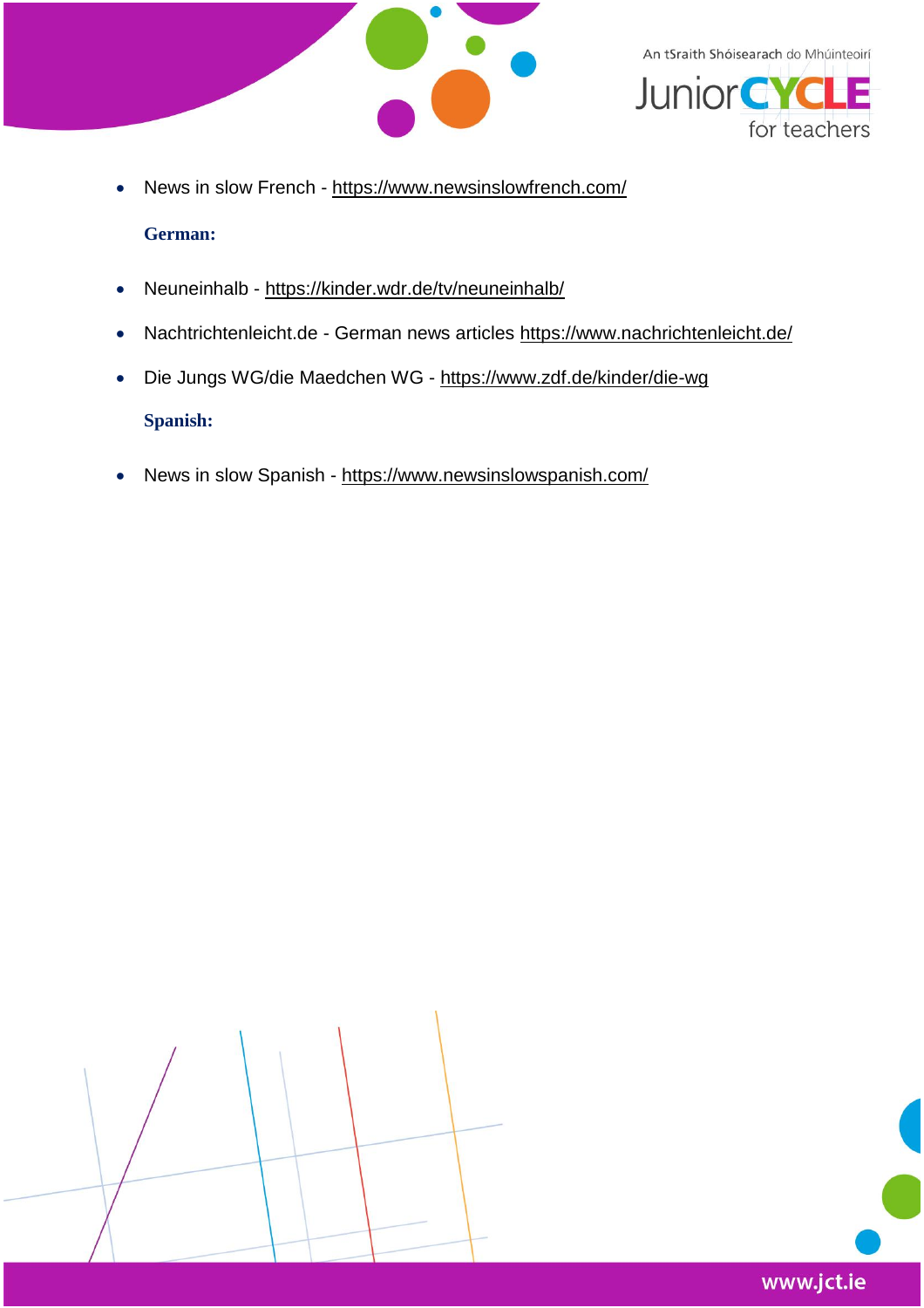- News in slow French - https://www.newsinslowfrench.com/

**German:**

- Neuneinhalb - https://kinder.wdr.de/tv/neuneinhalb/
- Nachtrichtenleicht.de - German news articles https://www.nachrichtenleicht.de/
- Die Jungs WG/die Maedchen WG - https://www.zdf.de/kinder/die-wg

**Spanish:**

- News in slow Spanish - https://www.newsinslowspanish.com/